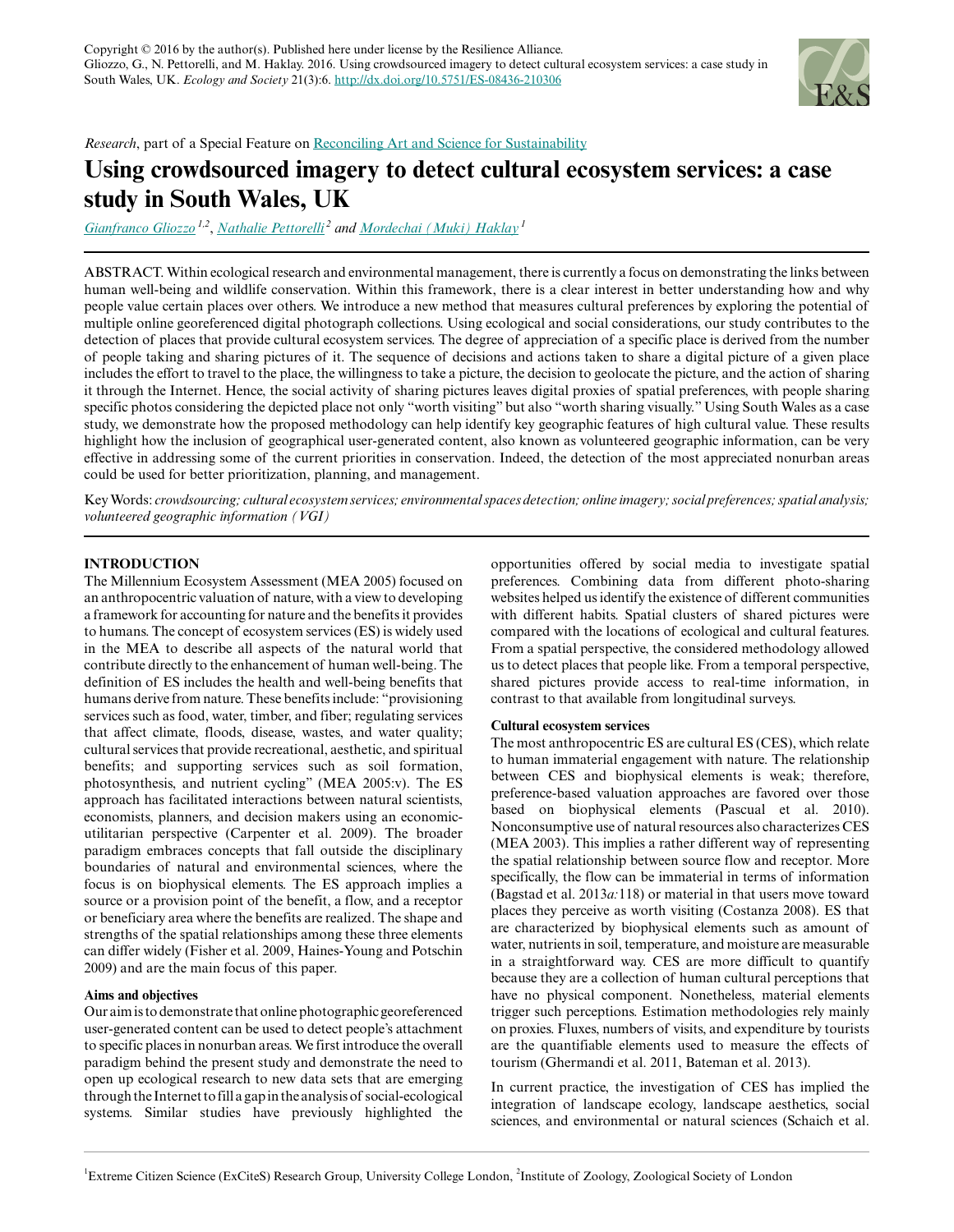Copyright © 2016 by the author(s). Published here under license by the Resilience Alliance.
Gliozzo, G., N. Pettorelli, and M. Haklay. 2016. Using crowdsourced imagery to detect cultural ecosystem services: a case study in South Wales, UK. *Ecology and Society* 21(3):6. http://dx.doi.org/10.5751/ES-08436-210306

*Research*, part of a Special Feature on Reconciling Art and Science for Sustainability

# Using crowdsourced imagery to detect cultural ecosystem services: a case study in South Wales, UK

*Gianfranco Gliozzo* [1,2], *Nathalie Pettorelli* [2] and *Mordechai (Muki) Haklay* [1]

ABSTRACT. Within ecological research and environmental management, there is currently a focus on demonstrating the links between human well-being and wildlife conservation. Within this framework, there is a clear interest in better understanding how and why people value certain places over others. We introduce a new method that measures cultural preferences by exploring the potential of multiple online georeferenced digital photograph collections. Using ecological and social considerations, our study contributes to the detection of places that provide cultural ecosystem services. The degree of appreciation of a specific place is derived from the number of people taking and sharing pictures of it. The sequence of decisions and actions taken to share a digital picture of a given place includes the effort to travel to the place, the willingness to take a picture, the decision to geolocate the picture, and the action of sharing it through the Internet. Hence, the social activity of sharing pictures leaves digital proxies of spatial preferences, with people sharing specific photos considering the depicted place not only "worth visiting" but also "worth sharing visually." Using South Wales as a case study, we demonstrate how the proposed methodology can help identify key geographic features of high cultural value. These results highlight how the inclusion of geographical user-generated content, also known as volunteered geographic information, can be very effective in addressing some of the current priorities in conservation. Indeed, the detection of the most appreciated nonurban areas could be used for better prioritization, planning, and management.

Key Words: *crowdsourcing; cultural ecosystem services; environmental spaces detection; online imagery; social preferences; spatial analysis; volunteered geographic information (VGI)*

## INTRODUCTION

The Millennium Ecosystem Assessment (MEA 2005) focused on an anthropocentric valuation of nature, with a view to developing a framework for accounting for nature and the benefits it provides to humans. The concept of ecosystem services (ES) is widely used in the MEA to describe all aspects of the natural world that contribute directly to the enhancement of human well-being. The definition of ES includes the health and well-being benefits that humans derive from nature. These benefits include: "provisioning services such as food, water, timber, and fiber; regulating services that affect climate, floods, disease, wastes, and water quality; cultural services that provide recreational, aesthetic, and spiritual benefits; and supporting services such as soil formation, photosynthesis, and nutrient cycling" (MEA 2005:v). The ES approach has facilitated interactions between natural scientists, economists, planners, and decision makers using an economic-utilitarian perspective (Carpenter et al. 2009). The broader paradigm embraces concepts that fall outside the disciplinary boundaries of natural and environmental sciences, where the focus is on biophysical elements. The ES approach implies a source or a provision point of the benefit, a flow, and a receptor or beneficiary area where the benefits are realized. The shape and strengths of the spatial relationships among these three elements can differ widely (Fisher et al. 2009, Haines-Young and Potschin 2009) and are the main focus of this paper.

### Aims and objectives

Our aim is to demonstrate that online photographic georeferenced user-generated content can be used to detect people's attachment to specific places in nonurban areas. We first introduce the overall paradigm behind the present study and demonstrate the need to open up ecological research to new data sets that are emerging through the Internet to fill a gap in the analysis of social-ecological systems. Similar studies have previously highlighted the opportunities offered by social media to investigate spatial preferences. Combining data from different photo-sharing websites helped us identify the existence of different communities with different habits. Spatial clusters of shared pictures were compared with the locations of ecological and cultural features. From a spatial perspective, the considered methodology allowed us to detect places that people like. From a temporal perspective, shared pictures provide access to real-time information, in contrast to that available from longitudinal surveys.

### Cultural ecosystem services

The most anthropocentric ES are cultural ES (CES), which relate to human immaterial engagement with nature. The relationship between CES and biophysical elements is weak; therefore, preference-based valuation approaches are favored over those based on biophysical elements (Pascual et al. 2010). Nonconsumptive use of natural resources also characterizes CES (MEA 2003). This implies a rather different way of representing the spatial relationship between source flow and receptor. More specifically, the flow can be immaterial in terms of information (Bagstad et al. 2013*a*:118) or material in that users move toward places they perceive as worth visiting (Costanza 2008). ES that are characterized by biophysical elements such as amount of water, nutrients in soil, temperature, and moisture are measurable in a straightforward way. CES are more difficult to quantify because they are a collection of human cultural perceptions that have no physical component. Nonetheless, material elements trigger such perceptions. Estimation methodologies rely mainly on proxies. Fluxes, numbers of visits, and expenditure by tourists are the quantifiable elements used to measure the effects of tourism (Ghermandi et al. 2011, Bateman et al. 2013).

In current practice, the investigation of CES has implied the integration of landscape ecology, landscape aesthetics, social sciences, and environmental or natural sciences (Schaich et al.

[1] Extreme Citizen Science (ExCiteS) Research Group, University College London, [2] Institute of Zoology, Zoological Society of London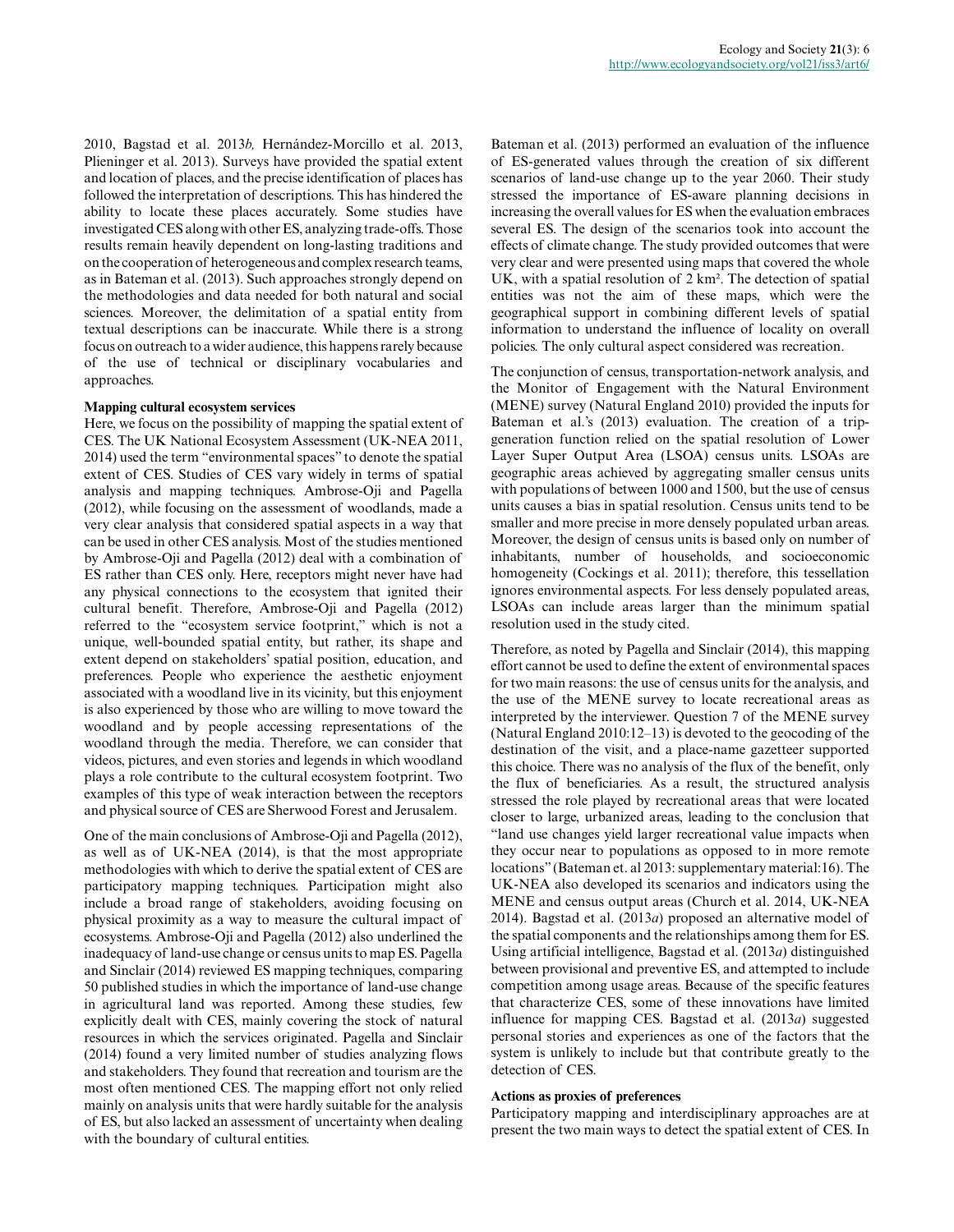2010, Bagstad et al. 2013*b*, Hernández-Morcillo et al. 2013, Plieninger et al. 2013). Surveys have provided the spatial extent and location of places, and the precise identification of places has followed the interpretation of descriptions. This has hindered the ability to locate these places accurately. Some studies have investigated CES along with other ES, analyzing trade-offs. Those results remain heavily dependent on long-lasting traditions and on the cooperation of heterogeneous and complex research teams, as in Bateman et al. (2013). Such approaches strongly depend on the methodologies and data needed for both natural and social sciences. Moreover, the delimitation of a spatial entity from textual descriptions can be inaccurate. While there is a strong focus on outreach to a wider audience, this happens rarely because of the use of technical or disciplinary vocabularies and approaches.

**Mapping cultural ecosystem services**

Here, we focus on the possibility of mapping the spatial extent of CES. The UK National Ecosystem Assessment (UK-NEA 2011, 2014) used the term "environmental spaces" to denote the spatial extent of CES. Studies of CES vary widely in terms of spatial analysis and mapping techniques. Ambrose-Oji and Pagella (2012), while focusing on the assessment of woodlands, made a very clear analysis that considered spatial aspects in a way that can be used in other CES analysis. Most of the studies mentioned by Ambrose-Oji and Pagella (2012) deal with a combination of ES rather than CES only. Here, receptors might never have had any physical connections to the ecosystem that ignited their cultural benefit. Therefore, Ambrose-Oji and Pagella (2012) referred to the "ecosystem service footprint," which is not a unique, well-bounded spatial entity, but rather, its shape and extent depend on stakeholders' spatial position, education, and preferences. People who experience the aesthetic enjoyment associated with a woodland live in its vicinity, but this enjoyment is also experienced by those who are willing to move toward the woodland and by people accessing representations of the woodland through the media. Therefore, we can consider that videos, pictures, and even stories and legends in which woodland plays a role contribute to the cultural ecosystem footprint. Two examples of this type of weak interaction between the receptors and physical source of CES are Sherwood Forest and Jerusalem.

One of the main conclusions of Ambrose-Oji and Pagella (2012), as well as of UK-NEA (2014), is that the most appropriate methodologies with which to derive the spatial extent of CES are participatory mapping techniques. Participation might also include a broad range of stakeholders, avoiding focusing on physical proximity as a way to measure the cultural impact of ecosystems. Ambrose-Oji and Pagella (2012) also underlined the inadequacy of land-use change or census units to map ES. Pagella and Sinclair (2014) reviewed ES mapping techniques, comparing 50 published studies in which the importance of land-use change in agricultural land was reported. Among these studies, few explicitly dealt with CES, mainly covering the stock of natural resources in which the services originated. Pagella and Sinclair (2014) found a very limited number of studies analyzing flows and stakeholders. They found that recreation and tourism are the most often mentioned CES. The mapping effort not only relied mainly on analysis units that were hardly suitable for the analysis of ES, but also lacked an assessment of uncertainty when dealing with the boundary of cultural entities.

Bateman et al. (2013) performed an evaluation of the influence of ES-generated values through the creation of six different scenarios of land-use change up to the year 2060. Their study stressed the importance of ES-aware planning decisions in increasing the overall values for ES when the evaluation embraces several ES. The design of the scenarios took into account the effects of climate change. The study provided outcomes that were very clear and were presented using maps that covered the whole UK, with a spatial resolution of 2 km². The detection of spatial entities was not the aim of these maps, which were the geographical support in combining different levels of spatial information to understand the influence of locality on overall policies. The only cultural aspect considered was recreation.

The conjunction of census, transportation-network analysis, and the Monitor of Engagement with the Natural Environment (MENE) survey (Natural England 2010) provided the inputs for Bateman et al.'s (2013) evaluation. The creation of a trip-generation function relied on the spatial resolution of Lower Layer Super Output Area (LSOA) census units. LSOAs are geographic areas achieved by aggregating smaller census units with populations of between 1000 and 1500, but the use of census units causes a bias in spatial resolution. Census units tend to be smaller and more precise in more densely populated urban areas. Moreover, the design of census units is based only on number of inhabitants, number of households, and socioeconomic homogeneity (Cockings et al. 2011); therefore, this tessellation ignores environmental aspects. For less densely populated areas, LSOAs can include areas larger than the minimum spatial resolution used in the study cited.

Therefore, as noted by Pagella and Sinclair (2014), this mapping effort cannot be used to define the extent of environmental spaces for two main reasons: the use of census units for the analysis, and the use of the MENE survey to locate recreational areas as interpreted by the interviewer. Question 7 of the MENE survey (Natural England 2010:12–13) is devoted to the geocoding of the destination of the visit, and a place-name gazetteer supported this choice. There was no analysis of the flux of the benefit, only the flux of beneficiaries. As a result, the structured analysis stressed the role played by recreational areas that were located closer to large, urbanized areas, leading to the conclusion that "land use changes yield larger recreational value impacts when they occur near to populations as opposed to in more remote locations" (Bateman et. al 2013: supplementary material:16). The UK-NEA also developed its scenarios and indicators using the MENE and census output areas (Church et al. 2014, UK-NEA 2014). Bagstad et al. (2013*a*) proposed an alternative model of the spatial components and the relationships among them for ES. Using artificial intelligence, Bagstad et al. (2013*a*) distinguished between provisional and preventive ES, and attempted to include competition among usage areas. Because of the specific features that characterize CES, some of these innovations have limited influence for mapping CES. Bagstad et al. (2013*a*) suggested personal stories and experiences as one of the factors that the system is unlikely to include but that contribute greatly to the detection of CES.

**Actions as proxies of preferences**

Participatory mapping and interdisciplinary approaches are at present the two main ways to detect the spatial extent of CES. In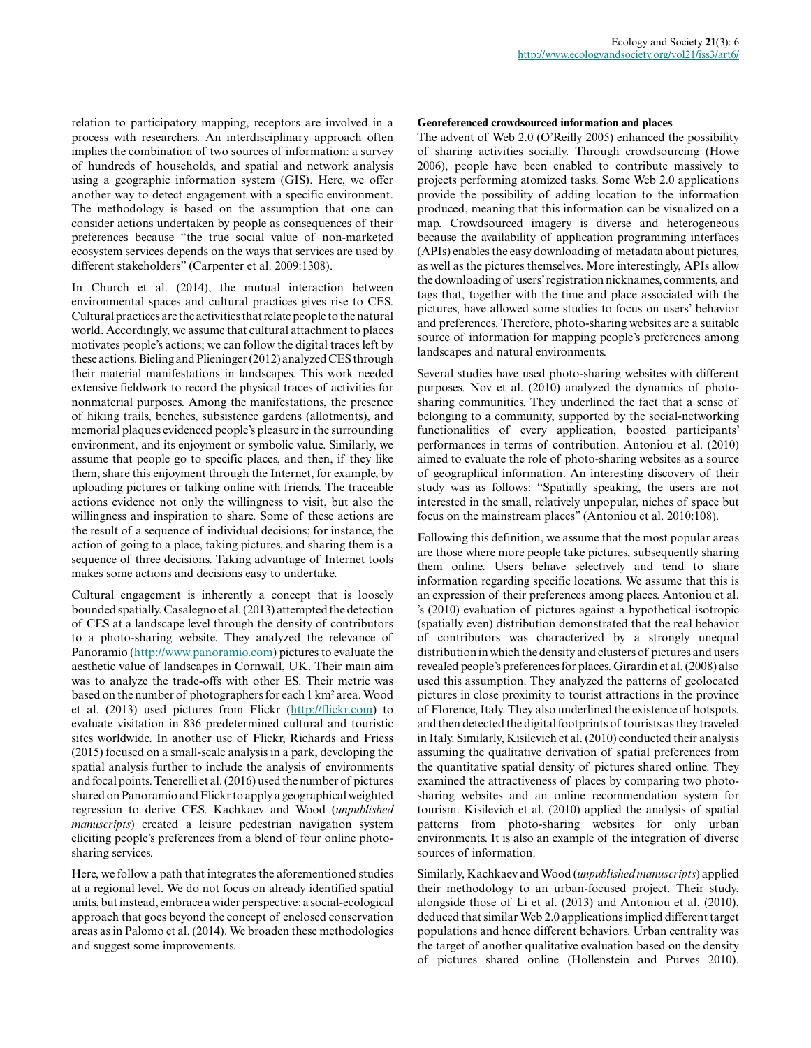relation to participatory mapping, receptors are involved in a process with researchers. An interdisciplinary approach often implies the combination of two sources of information: a survey of hundreds of households, and spatial and network analysis using a geographic information system (GIS). Here, we offer another way to detect engagement with a specific environment. The methodology is based on the assumption that one can consider actions undertaken by people as consequences of their preferences because "the true social value of non-marketed ecosystem services depends on the ways that services are used by different stakeholders" (Carpenter et al. 2009:1308).

In Church et al. (2014), the mutual interaction between environmental spaces and cultural practices gives rise to CES. Cultural practices are the activities that relate people to the natural world. Accordingly, we assume that cultural attachment to places motivates people's actions; we can follow the digital traces left by these actions. Bieling and Plieninger (2012) analyzed CES through their material manifestations in landscapes. This work needed extensive fieldwork to record the physical traces of activities for nonmaterial purposes. Among the manifestations, the presence of hiking trails, benches, subsistence gardens (allotments), and memorial plaques evidenced people's pleasure in the surrounding environment, and its enjoyment or symbolic value. Similarly, we assume that people go to specific places, and then, if they like them, share this enjoyment through the Internet, for example, by uploading pictures or talking online with friends. The traceable actions evidence not only the willingness to visit, but also the willingness and inspiration to share. Some of these actions are the result of a sequence of individual decisions; for instance, the action of going to a place, taking pictures, and sharing them is a sequence of three decisions. Taking advantage of Internet tools makes some actions and decisions easy to undertake.

Cultural engagement is inherently a concept that is loosely bounded spatially. Casalegno et al. (2013) attempted the detection of CES at a landscape level through the density of contributors to a photo-sharing website. They analyzed the relevance of Panoramio (http://www.panoramio.com) pictures to evaluate the aesthetic value of landscapes in Cornwall, UK. Their main aim was to analyze the trade-offs with other ES. Their metric was based on the number of photographers for each 1 km² area. Wood et al. (2013) used pictures from Flickr (http://flickr.com) to evaluate visitation in 836 predetermined cultural and touristic sites worldwide. In another use of Flickr, Richards and Friess (2015) focused on a small-scale analysis in a park, developing the spatial analysis further to include the analysis of environments and focal points. Tenerelli et al. (2016) used the number of pictures shared on Panoramio and Flickr to apply a geographical weighted regression to derive CES. Kachkaev and Wood (*unpublished manuscripts*) created a leisure pedestrian navigation system eliciting people's preferences from a blend of four online photo-sharing services.

Here, we follow a path that integrates the aforementioned studies at a regional level. We do not focus on already identified spatial units, but instead, embrace a wider perspective: a social-ecological approach that goes beyond the concept of enclosed conservation areas as in Palomo et al. (2014). We broaden these methodologies and suggest some improvements.

### Georeferenced crowdsourced information and places

The advent of Web 2.0 (O'Reilly 2005) enhanced the possibility of sharing activities socially. Through crowdsourcing (Howe 2006), people have been enabled to contribute massively to projects performing atomized tasks. Some Web 2.0 applications provide the possibility of adding location to the information produced, meaning that this information can be visualized on a map. Crowdsourced imagery is diverse and heterogeneous because the availability of application programming interfaces (APIs) enables the easy downloading of metadata about pictures, as well as the pictures themselves. More interestingly, APIs allow the downloading of users' registration nicknames, comments, and tags that, together with the time and place associated with the pictures, have allowed some studies to focus on users' behavior and preferences. Therefore, photo-sharing websites are a suitable source of information for mapping people's preferences among landscapes and natural environments.

Several studies have used photo-sharing websites with different purposes. Nov et al. (2010) analyzed the dynamics of photo-sharing communities. They underlined the fact that a sense of belonging to a community, supported by the social-networking functionalities of every application, boosted participants' performances in terms of contribution. Antoniou et al. (2010) aimed to evaluate the role of photo-sharing websites as a source of geographical information. An interesting discovery of their study was as follows: "Spatially speaking, the users are not interested in the small, relatively unpopular, niches of space but focus on the mainstream places" (Antoniou et al. 2010:108).

Following this definition, we assume that the most popular areas are those where more people take pictures, subsequently sharing them online. Users behave selectively and tend to share information regarding specific locations. We assume that this is an expression of their preferences among places. Antoniou et al. 's (2010) evaluation of pictures against a hypothetical isotropic (spatially even) distribution demonstrated that the real behavior of contributors was characterized by a strongly unequal distribution in which the density and clusters of pictures and users revealed people's preferences for places. Girardin et al. (2008) also used this assumption. They analyzed the patterns of geolocated pictures in close proximity to tourist attractions in the province of Florence, Italy. They also underlined the existence of hotspots, and then detected the digital footprints of tourists as they traveled in Italy. Similarly, Kisilevich et al. (2010) conducted their analysis assuming the qualitative derivation of spatial preferences from the quantitative spatial density of pictures shared online. They examined the attractiveness of places by comparing two photo-sharing websites and an online recommendation system for tourism. Kisilevich et al. (2010) applied the analysis of spatial patterns from photo-sharing websites for only urban environments. It is also an example of the integration of diverse sources of information.

Similarly, Kachkaev and Wood (*unpublished manuscripts*) applied their methodology to an urban-focused project. Their study, alongside those of Li et al. (2013) and Antoniou et al. (2010), deduced that similar Web 2.0 applications implied different target populations and hence different behaviors. Urban centrality was the target of another qualitative evaluation based on the density of pictures shared online (Hollenstein and Purves 2010).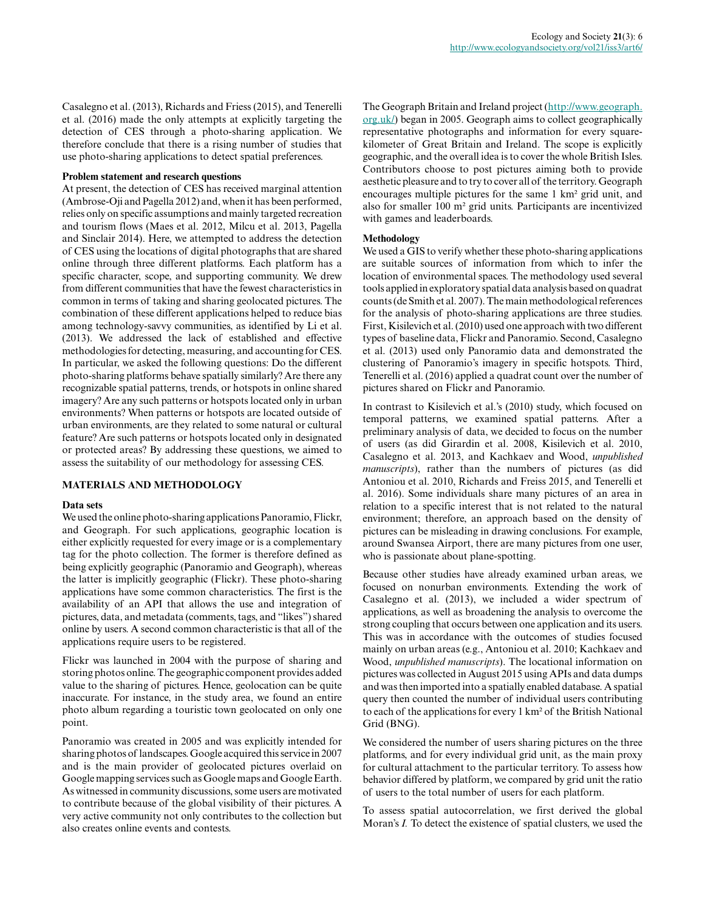Casalegno et al. (2013), Richards and Friess (2015), and Tenerelli et al. (2016) made the only attempts at explicitly targeting the detection of CES through a photo-sharing application. We therefore conclude that there is a rising number of studies that use photo-sharing applications to detect spatial preferences.

**Problem statement and research questions**

At present, the detection of CES has received marginal attention (Ambrose-Oji and Pagella 2012) and, when it has been performed, relies only on specific assumptions and mainly targeted recreation and tourism flows (Maes et al. 2012, Milcu et al. 2013, Pagella and Sinclair 2014). Here, we attempted to address the detection of CES using the locations of digital photographs that are shared online through three different platforms. Each platform has a specific character, scope, and supporting community. We drew from different communities that have the fewest characteristics in common in terms of taking and sharing geolocated pictures. The combination of these different applications helped to reduce bias among technology-savvy communities, as identified by Li et al. (2013). We addressed the lack of established and effective methodologies for detecting, measuring, and accounting for CES. In particular, we asked the following questions: Do the different photo-sharing platforms behave spatially similarly? Are there any recognizable spatial patterns, trends, or hotspots in online shared imagery? Are any such patterns or hotspots located only in urban environments? When patterns or hotspots are located outside of urban environments, are they related to some natural or cultural feature? Are such patterns or hotspots located only in designated or protected areas? By addressing these questions, we aimed to assess the suitability of our methodology for assessing CES.

## MATERIALS AND METHODOLOGY

**Data sets**

We used the online photo-sharing applications Panoramio, Flickr, and Geograph. For such applications, geographic location is either explicitly requested for every image or is a complementary tag for the photo collection. The former is therefore defined as being explicitly geographic (Panoramio and Geograph), whereas the latter is implicitly geographic (Flickr). These photo-sharing applications have some common characteristics. The first is the availability of an API that allows the use and integration of pictures, data, and metadata (comments, tags, and "likes") shared online by users. A second common characteristic is that all of the applications require users to be registered.

Flickr was launched in 2004 with the purpose of sharing and storing photos online. The geographic component provides added value to the sharing of pictures. Hence, geolocation can be quite inaccurate. For instance, in the study area, we found an entire photo album regarding a touristic town geolocated on only one point.

Panoramio was created in 2005 and was explicitly intended for sharing photos of landscapes. Google acquired this service in 2007 and is the main provider of geolocated pictures overlaid on Google mapping services such as Google maps and Google Earth. As witnessed in community discussions, some users are motivated to contribute because of the global visibility of their pictures. A very active community not only contributes to the collection but also creates online events and contests.

The Geograph Britain and Ireland project (http://www.geograph.org.uk/) began in 2005. Geograph aims to collect geographically representative photographs and information for every square-kilometer of Great Britain and Ireland. The scope is explicitly geographic, and the overall idea is to cover the whole British Isles. Contributors choose to post pictures aiming both to provide aesthetic pleasure and to try to cover all of the territory. Geograph encourages multiple pictures for the same 1 km² grid unit, and also for smaller 100 m² grid units. Participants are incentivized with games and leaderboards.

**Methodology**

We used a GIS to verify whether these photo-sharing applications are suitable sources of information from which to infer the location of environmental spaces. The methodology used several tools applied in exploratory spatial data analysis based on quadrat counts (de Smith et al. 2007). The main methodological references for the analysis of photo-sharing applications are three studies. First, Kisilevich et al. (2010) used one approach with two different types of baseline data, Flickr and Panoramio. Second, Casalegno et al. (2013) used only Panoramio data and demonstrated the clustering of Panoramio's imagery in specific hotspots. Third, Tenerelli et al. (2016) applied a quadrat count over the number of pictures shared on Flickr and Panoramio.

In contrast to Kisilevich et al.'s (2010) study, which focused on temporal patterns, we examined spatial patterns. After a preliminary analysis of data, we decided to focus on the number of users (as did Girardin et al. 2008, Kisilevich et al. 2010, Casalegno et al. 2013, and Kachkaev and Wood, *unpublished manuscripts*), rather than the numbers of pictures (as did Antoniou et al. 2010, Richards and Freiss 2015, and Tenerelli et al. 2016). Some individuals share many pictures of an area in relation to a specific interest that is not related to the natural environment; therefore, an approach based on the density of pictures can be misleading in drawing conclusions. For example, around Swansea Airport, there are many pictures from one user, who is passionate about plane-spotting.

Because other studies have already examined urban areas, we focused on nonurban environments. Extending the work of Casalegno et al. (2013), we included a wider spectrum of applications, as well as broadening the analysis to overcome the strong coupling that occurs between one application and its users. This was in accordance with the outcomes of studies focused mainly on urban areas (e.g., Antoniou et al. 2010; Kachkaev and Wood, *unpublished manuscripts*). The locational information on pictures was collected in August 2015 using APIs and data dumps and was then imported into a spatially enabled database. A spatial query then counted the number of individual users contributing to each of the applications for every 1 km² of the British National Grid (BNG).

We considered the number of users sharing pictures on the three platforms, and for every individual grid unit, as the main proxy for cultural attachment to the particular territory. To assess how behavior differed by platform, we compared by grid unit the ratio of users to the total number of users for each platform.

To assess spatial autocorrelation, we first derived the global Moran's *I*. To detect the existence of spatial clusters, we used the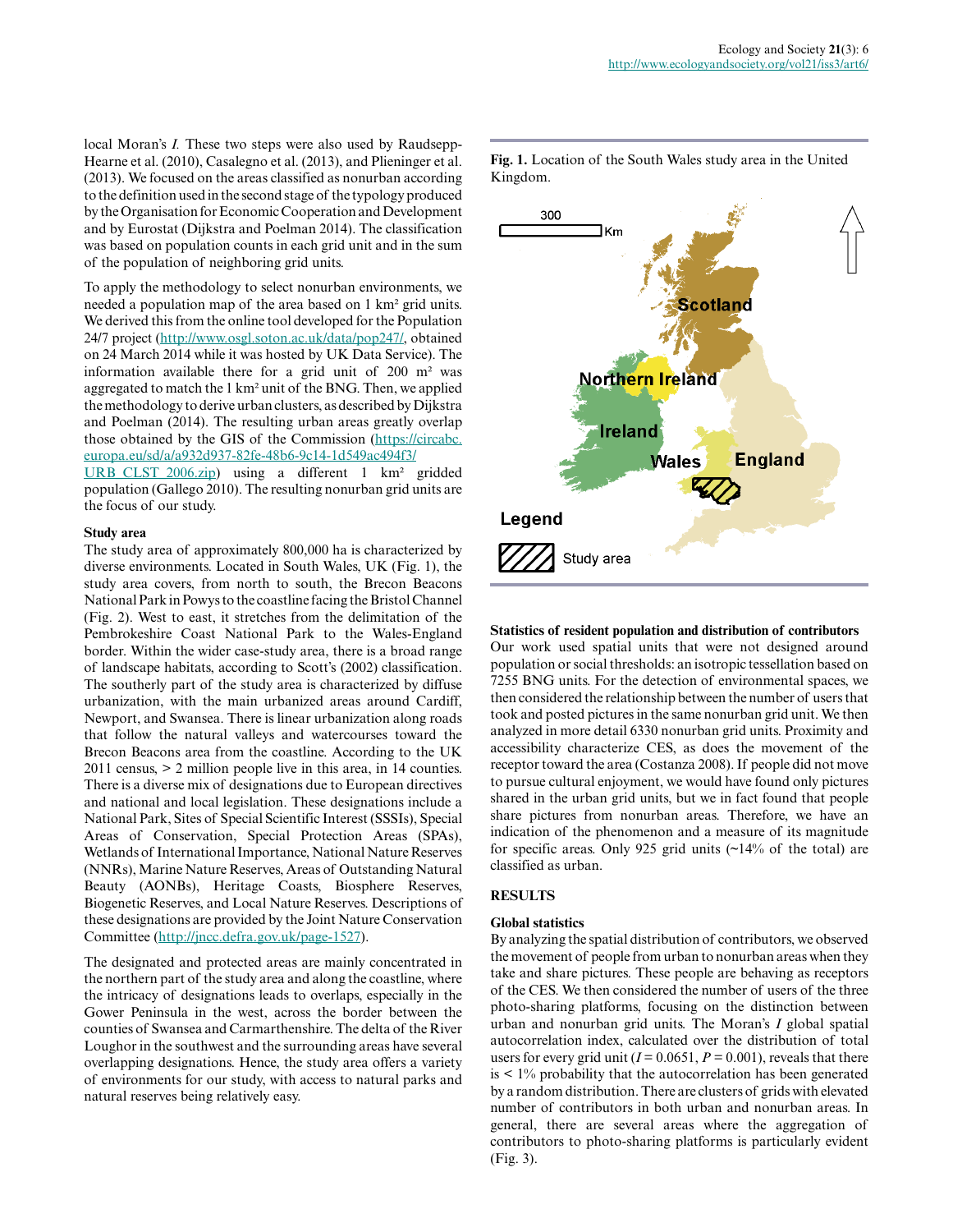local Moran's *I*. These two steps were also used by Raudsepp-Hearne et al. (2010), Casalegno et al. (2013), and Plieninger et al. (2013). We focused on the areas classified as nonurban according to the definition used in the second stage of the typology produced by the Organisation for Economic Cooperation and Development and by Eurostat (Dijkstra and Poelman 2014). The classification was based on population counts in each grid unit and in the sum of the population of neighboring grid units.

To apply the methodology to select nonurban environments, we needed a population map of the area based on 1 km² grid units. We derived this from the online tool developed for the Population 24/7 project (http://www.osgl.soton.ac.uk/data/pop247/, obtained on 24 March 2014 while it was hosted by UK Data Service). The information available there for a grid unit of 200 m² was aggregated to match the 1 km² unit of the BNG. Then, we applied the methodology to derive urban clusters, as described by Dijkstra and Poelman (2014). The resulting urban areas greatly overlap those obtained by the GIS of the Commission (https://circabc.europa.eu/sd/a/a932d937-82fe-48b6-9c14-1d549ac494f3/URB_CLST_2006.zip) using a different 1 km² gridded population (Gallego 2010). The resulting nonurban grid units are the focus of our study.

### Study area

The study area of approximately 800,000 ha is characterized by diverse environments. Located in South Wales, UK (Fig. 1), the study area covers, from north to south, the Brecon Beacons National Park in Powys to the coastline facing the Bristol Channel (Fig. 2). West to east, it stretches from the delimitation of the Pembrokeshire Coast National Park to the Wales-England border. Within the wider case-study area, there is a broad range of landscape habitats, according to Scott's (2002) classification. The southerly part of the study area is characterized by diffuse urbanization, with the main urbanized areas around Cardiff, Newport, and Swansea. There is linear urbanization along roads that follow the natural valleys and watercourses toward the Brecon Beacons area from the coastline. According to the UK 2011 census, > 2 million people live in this area, in 14 counties. There is a diverse mix of designations due to European directives and national and local legislation. These designations include a National Park, Sites of Special Scientific Interest (SSSIs), Special Areas of Conservation, Special Protection Areas (SPAs), Wetlands of International Importance, National Nature Reserves (NNRs), Marine Nature Reserves, Areas of Outstanding Natural Beauty (AONBs), Heritage Coasts, Biosphere Reserves, Biogenetic Reserves, and Local Nature Reserves. Descriptions of these designations are provided by the Joint Nature Conservation Committee (http://jncc.defra.gov.uk/page-1527).

The designated and protected areas are mainly concentrated in the northern part of the study area and along the coastline, where the intricacy of designations leads to overlaps, especially in the Gower Peninsula in the west, across the border between the counties of Swansea and Carmarthenshire. The delta of the River Loughor in the southwest and the surrounding areas have several overlapping designations. Hence, the study area offers a variety of environments for our study, with access to natural parks and natural reserves being relatively easy.

**Fig. 1.** Location of the South Wales study area in the United Kingdom.

### Statistics of resident population and distribution of contributors

Our work used spatial units that were not designed around population or social thresholds: an isotropic tessellation based on 7255 BNG units. For the detection of environmental spaces, we then considered the relationship between the number of users that took and posted pictures in the same nonurban grid unit. We then analyzed in more detail 6330 nonurban grid units. Proximity and accessibility characterize CES, as does the movement of the receptor toward the area (Costanza 2008). If people did not move to pursue cultural enjoyment, we would have found only pictures shared in the urban grid units, but we in fact found that people share pictures from nonurban areas. Therefore, we have an indication of the phenomenon and a measure of its magnitude for specific areas. Only 925 grid units (~14% of the total) are classified as urban.

## RESULTS

### Global statistics

By analyzing the spatial distribution of contributors, we observed the movement of people from urban to nonurban areas when they take and share pictures. These people are behaving as receptors of the CES. We then considered the number of users of the three photo-sharing platforms, focusing on the distinction between urban and nonurban grid units. The Moran's *I* global spatial autocorrelation index, calculated over the distribution of total users for every grid unit ($I = 0.0651$, $P = 0.001$), reveals that there is < 1% probability that the autocorrelation has been generated by a random distribution. There are clusters of grids with elevated number of contributors in both urban and nonurban areas. In general, there are several areas where the aggregation of contributors to photo-sharing platforms is particularly evident (Fig. 3).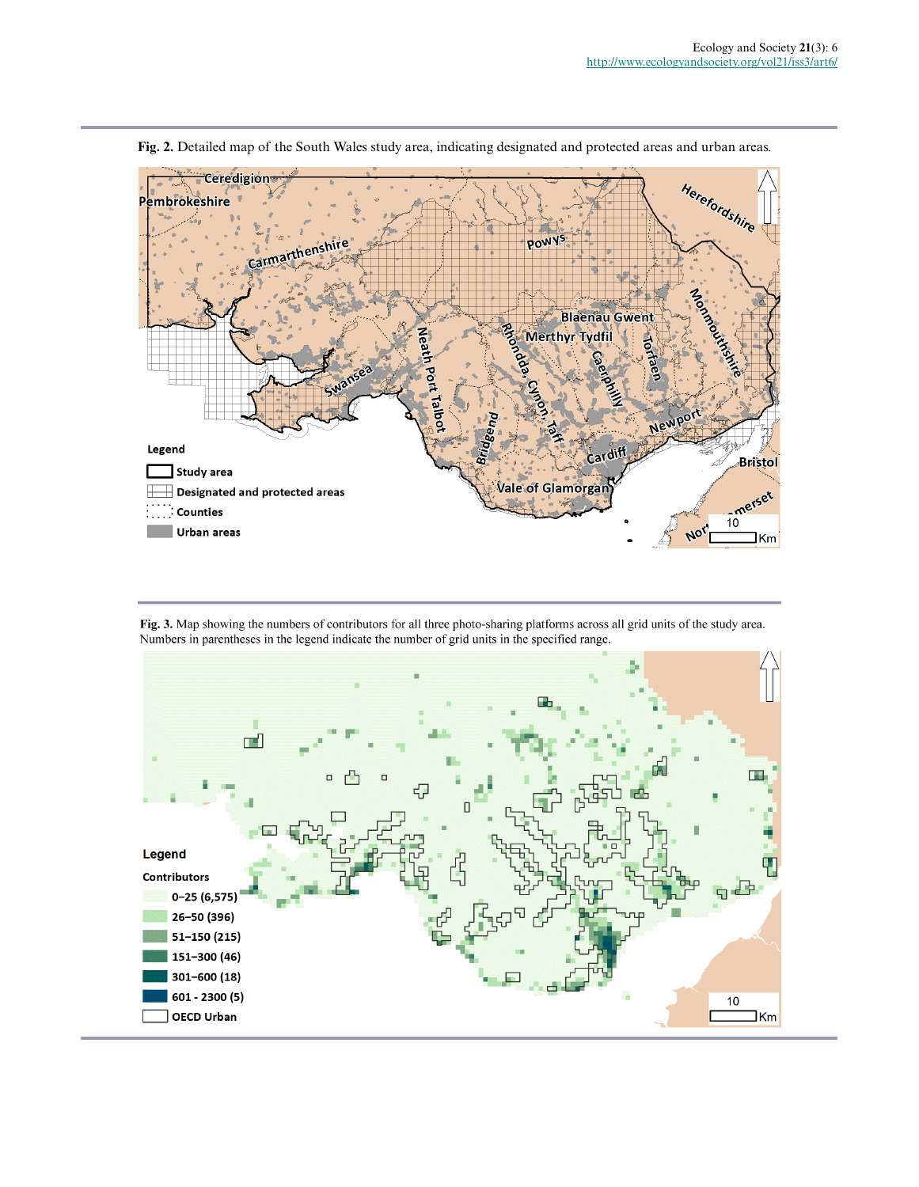**Fig. 2.** Detailed map of the South Wales study area, indicating designated and protected areas and urban areas.

**Fig. 3.** Map showing the numbers of contributors for all three photo-sharing platforms across all grid units of the study area. Numbers in parentheses in the legend indicate the number of grid units in the specified range.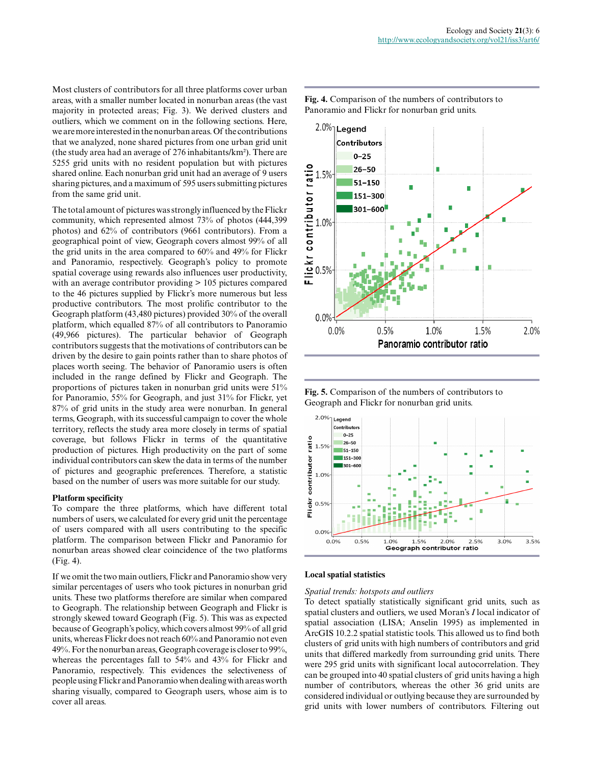Most clusters of contributors for all three platforms cover urban areas, with a smaller number located in nonurban areas (the vast majority in protected areas; Fig. 3). We derived clusters and outliers, which we comment on in the following sections. Here, we are more interested in the nonurban areas. Of the contributions that we analyzed, none shared pictures from one urban grid unit (the study area had an average of 276 inhabitants/km²). There are 5255 grid units with no resident population but with pictures shared online. Each nonurban grid unit had an average of 9 users sharing pictures, and a maximum of 595 users submitting pictures from the same grid unit.

The total amount of pictures was strongly influenced by the Flickr community, which represented almost 73% of photos (444,399 photos) and 62% of contributors (9661 contributors). From a geographical point of view, Geograph covers almost 99% of all the grid units in the area compared to 60% and 49% for Flickr and Panoramio, respectively. Geograph's policy to promote spatial coverage using rewards also influences user productivity, with an average contributor providing > 105 pictures compared to the 46 pictures supplied by Flickr's more numerous but less productive contributors. The most prolific contributor to the Geograph platform (43,480 pictures) provided 30% of the overall platform, which equalled 87% of all contributors to Panoramio (49,966 pictures). The particular behavior of Geograph contributors suggests that the motivations of contributors can be driven by the desire to gain points rather than to share photos of places worth seeing. The behavior of Panoramio users is often included in the range defined by Flickr and Geograph. The proportions of pictures taken in nonurban grid units were 51% for Panoramio, 55% for Geograph, and just 31% for Flickr, yet 87% of grid units in the study area were nonurban. In general terms, Geograph, with its successful campaign to cover the whole territory, reflects the study area more closely in terms of spatial coverage, but follows Flickr in terms of the quantitative production of pictures. High productivity on the part of some individual contributors can skew the data in terms of the number of pictures and geographic preferences. Therefore, a statistic based on the number of users was more suitable for our study.

### Platform specificity

To compare the three platforms, which have different total numbers of users, we calculated for every grid unit the percentage of users compared with all users contributing to the specific platform. The comparison between Flickr and Panoramio for nonurban areas showed clear coincidence of the two platforms (Fig. 4).

If we omit the two main outliers, Flickr and Panoramio show very similar percentages of users who took pictures in nonurban grid units. These two platforms therefore are similar when compared to Geograph. The relationship between Geograph and Flickr is strongly skewed toward Geograph (Fig. 5). This was as expected because of Geograph's policy, which covers almost 99% of all grid units, whereas Flickr does not reach 60% and Panoramio not even 49%. For the nonurban areas, Geograph coverage is closer to 99%, whereas the percentages fall to 54% and 43% for Flickr and Panoramio, respectively. This evidences the selectiveness of people using Flickr and Panoramio when dealing with areas worth sharing visually, compared to Geograph users, whose aim is to cover all areas.

**Fig. 4.** Comparison of the numbers of contributors to Panoramio and Flickr for nonurban grid units.

**Fig. 5.** Comparison of the numbers of contributors to Geograph and Flickr for nonurban grid units.

### Local spatial statistics

*Spatial trends: hotspots and outliers*

To detect spatially statistically significant grid units, such as spatial clusters and outliers, we used Moran's *I* local indicator of spatial association (LISA; Anselin 1995) as implemented in ArcGIS 10.2.2 spatial statistic tools. This allowed us to find both clusters of grid units with high numbers of contributors and grid units that differed markedly from surrounding grid units. There were 295 grid units with significant local autocorrelation. They can be grouped into 40 spatial clusters of grid units having a high number of contributors, whereas the other 36 grid units are considered individual or outlying because they are surrounded by grid units with lower numbers of contributors. Filtering out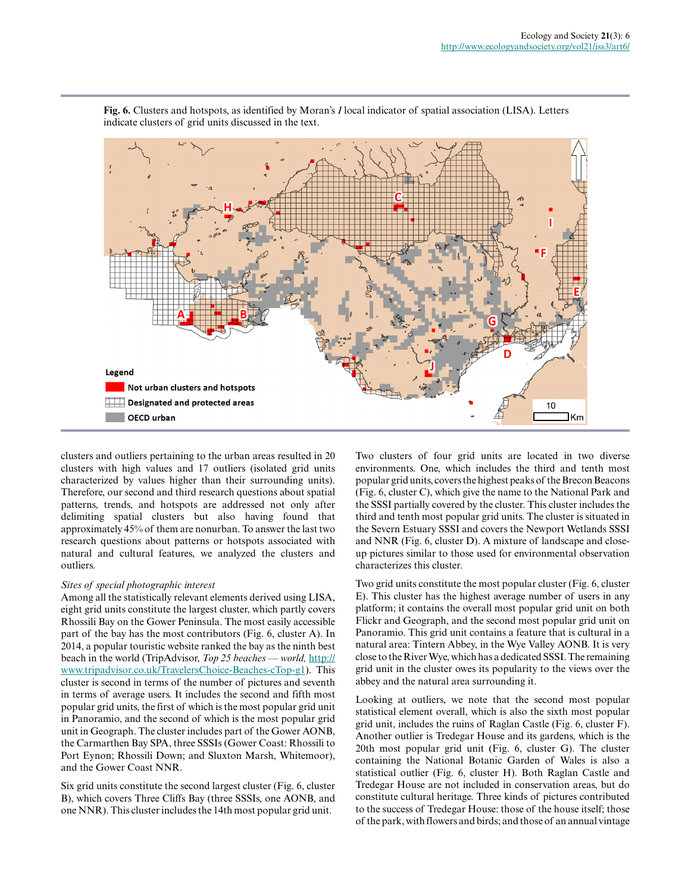**Fig. 6.** Clusters and hotspots, as identified by Moran's *I* local indicator of spatial association (LISA). Letters indicate clusters of grid units discussed in the text.

clusters and outliers pertaining to the urban areas resulted in 20 clusters with high values and 17 outliers (isolated grid units characterized by values higher than their surrounding units). Therefore, our second and third research questions about spatial patterns, trends, and hotspots are addressed not only after delimiting spatial clusters but also having found that approximately 45% of them are nonurban. To answer the last two research questions about patterns or hotspots associated with natural and cultural features, we analyzed the clusters and outliers.

### *Sites of special photographic interest*

Among all the statistically relevant elements derived using LISA, eight grid units constitute the largest cluster, which partly covers Rhossili Bay on the Gower Peninsula. The most easily accessible part of the bay has the most contributors (Fig. 6, cluster A). In 2014, a popular touristic website ranked the bay as the ninth best beach in the world (TripAdvisor, *Top 25 beaches — world,* http://www.tripadvisor.co.uk/TravelersChoice-Beaches-cTop-g1). This cluster is second in terms of the number of pictures and seventh in terms of average users. It includes the second and fifth most popular grid units, the first of which is the most popular grid unit in Panoramio, and the second of which is the most popular grid unit in Geograph. The cluster includes part of the Gower AONB, the Carmarthen Bay SPA, three SSSIs (Gower Coast: Rhossili to Port Eynon; Rhossili Down; and Sluxton Marsh, Whitemoor), and the Gower Coast NNR.

Six grid units constitute the second largest cluster (Fig. 6, cluster B), which covers Three Cliffs Bay (three SSSIs, one AONB, and one NNR). This cluster includes the 14th most popular grid unit.

Two clusters of four grid units are located in two diverse environments. One, which includes the third and tenth most popular grid units, covers the highest peaks of the Brecon Beacons (Fig. 6, cluster C), which give the name to the National Park and the SSSI partially covered by the cluster. This cluster includes the third and tenth most popular grid units. The cluster is situated in the Severn Estuary SSSI and covers the Newport Wetlands SSSI and NNR (Fig. 6, cluster D). A mixture of landscape and close-up pictures similar to those used for environmental observation characterizes this cluster.

Two grid units constitute the most popular cluster (Fig. 6, cluster E). This cluster has the highest average number of users in any platform; it contains the overall most popular grid unit on both Flickr and Geograph, and the second most popular grid unit on Panoramio. This grid unit contains a feature that is cultural in a natural area: Tintern Abbey, in the Wye Valley AONB. It is very close to the River Wye, which has a dedicated SSSI. The remaining grid unit in the cluster owes its popularity to the views over the abbey and the natural area surrounding it.

Looking at outliers, we note that the second most popular statistical element overall, which is also the sixth most popular grid unit, includes the ruins of Raglan Castle (Fig. 6, cluster F). Another outlier is Tredegar House and its gardens, which is the 20th most popular grid unit (Fig. 6, cluster G). The cluster containing the National Botanic Garden of Wales is also a statistical outlier (Fig. 6, cluster H). Both Raglan Castle and Tredegar House are not included in conservation areas, but do constitute cultural heritage. Three kinds of pictures contributed to the success of Tredegar House: those of the house itself; those of the park, with flowers and birds; and those of an annual vintage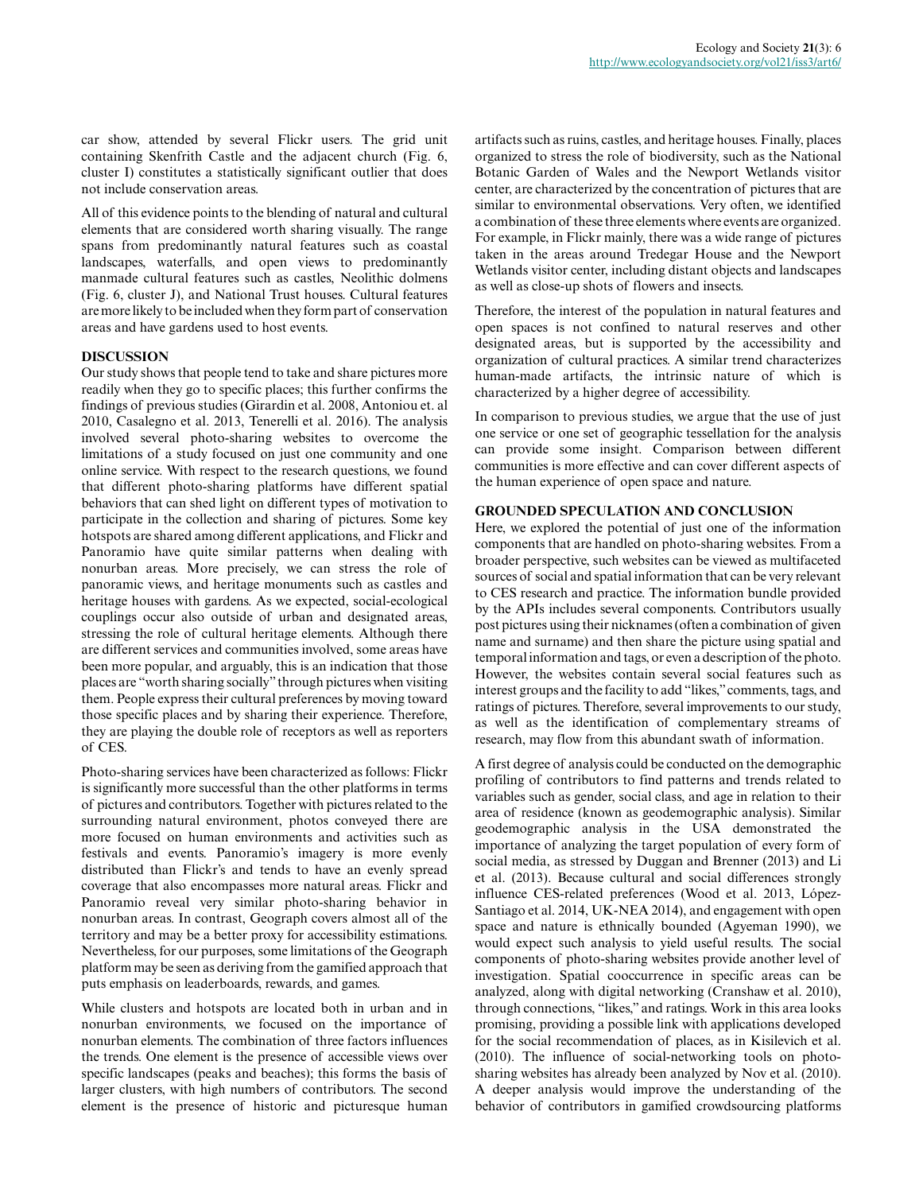car show, attended by several Flickr users. The grid unit containing Skenfrith Castle and the adjacent church (Fig. 6, cluster I) constitutes a statistically significant outlier that does not include conservation areas.

All of this evidence points to the blending of natural and cultural elements that are considered worth sharing visually. The range spans from predominantly natural features such as coastal landscapes, waterfalls, and open views to predominantly manmade cultural features such as castles, Neolithic dolmens (Fig. 6, cluster J), and National Trust houses. Cultural features are more likely to be included when they form part of conservation areas and have gardens used to host events.

## DISCUSSION

Our study shows that people tend to take and share pictures more readily when they go to specific places; this further confirms the findings of previous studies (Girardin et al. 2008, Antoniou et. al 2010, Casalegno et al. 2013, Tenerelli et al. 2016). The analysis involved several photo-sharing websites to overcome the limitations of a study focused on just one community and one online service. With respect to the research questions, we found that different photo-sharing platforms have different spatial behaviors that can shed light on different types of motivation to participate in the collection and sharing of pictures. Some key hotspots are shared among different applications, and Flickr and Panoramio have quite similar patterns when dealing with nonurban areas. More precisely, we can stress the role of panoramic views, and heritage monuments such as castles and heritage houses with gardens. As we expected, social-ecological couplings occur also outside of urban and designated areas, stressing the role of cultural heritage elements. Although there are different services and communities involved, some areas have been more popular, and arguably, this is an indication that those places are "worth sharing socially" through pictures when visiting them. People express their cultural preferences by moving toward those specific places and by sharing their experience. Therefore, they are playing the double role of receptors as well as reporters of CES.

Photo-sharing services have been characterized as follows: Flickr is significantly more successful than the other platforms in terms of pictures and contributors. Together with pictures related to the surrounding natural environment, photos conveyed there are more focused on human environments and activities such as festivals and events. Panoramio's imagery is more evenly distributed than Flickr's and tends to have an evenly spread coverage that also encompasses more natural areas. Flickr and Panoramio reveal very similar photo-sharing behavior in nonurban areas. In contrast, Geograph covers almost all of the territory and may be a better proxy for accessibility estimations. Nevertheless, for our purposes, some limitations of the Geograph platform may be seen as deriving from the gamified approach that puts emphasis on leaderboards, rewards, and games.

While clusters and hotspots are located both in urban and in nonurban environments, we focused on the importance of nonurban elements. The combination of three factors influences the trends. One element is the presence of accessible views over specific landscapes (peaks and beaches); this forms the basis of larger clusters, with high numbers of contributors. The second element is the presence of historic and picturesque human artifacts such as ruins, castles, and heritage houses. Finally, places organized to stress the role of biodiversity, such as the National Botanic Garden of Wales and the Newport Wetlands visitor center, are characterized by the concentration of pictures that are similar to environmental observations. Very often, we identified a combination of these three elements where events are organized. For example, in Flickr mainly, there was a wide range of pictures taken in the areas around Tredegar House and the Newport Wetlands visitor center, including distant objects and landscapes as well as close-up shots of flowers and insects.

Therefore, the interest of the population in natural features and open spaces is not confined to natural reserves and other designated areas, but is supported by the accessibility and organization of cultural practices. A similar trend characterizes human-made artifacts, the intrinsic nature of which is characterized by a higher degree of accessibility.

In comparison to previous studies, we argue that the use of just one service or one set of geographic tessellation for the analysis can provide some insight. Comparison between different communities is more effective and can cover different aspects of the human experience of open space and nature.

## GROUNDED SPECULATION AND CONCLUSION

Here, we explored the potential of just one of the information components that are handled on photo-sharing websites. From a broader perspective, such websites can be viewed as multifaceted sources of social and spatial information that can be very relevant to CES research and practice. The information bundle provided by the APIs includes several components. Contributors usually post pictures using their nicknames (often a combination of given name and surname) and then share the picture using spatial and temporal information and tags, or even a description of the photo. However, the websites contain several social features such as interest groups and the facility to add "likes," comments, tags, and ratings of pictures. Therefore, several improvements to our study, as well as the identification of complementary streams of research, may flow from this abundant swath of information.

A first degree of analysis could be conducted on the demographic profiling of contributors to find patterns and trends related to variables such as gender, social class, and age in relation to their area of residence (known as geodemographic analysis). Similar geodemographic analysis in the USA demonstrated the importance of analyzing the target population of every form of social media, as stressed by Duggan and Brenner (2013) and Li et al. (2013). Because cultural and social differences strongly influence CES-related preferences (Wood et al. 2013, López-Santiago et al. 2014, UK-NEA 2014), and engagement with open space and nature is ethnically bounded (Agyeman 1990), we would expect such analysis to yield useful results. The social components of photo-sharing websites provide another level of investigation. Spatial cooccurrence in specific areas can be analyzed, along with digital networking (Cranshaw et al. 2010), through connections, "likes," and ratings. Work in this area looks promising, providing a possible link with applications developed for the social recommendation of places, as in Kisilevich et al. (2010). The influence of social-networking tools on photo-sharing websites has already been analyzed by Nov et al. (2010). A deeper analysis would improve the understanding of the behavior of contributors in gamified crowdsourcing platforms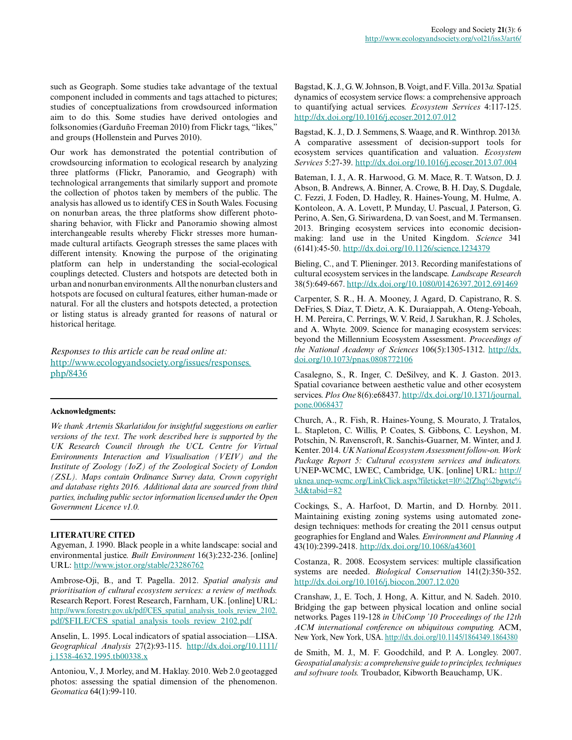such as Geograph. Some studies take advantage of the textual component included in comments and tags attached to pictures; studies of conceptualizations from crowdsourced information aim to do this. Some studies have derived ontologies and folksonomies (Garduño Freeman 2010) from Flickr tags, "likes," and groups (Hollenstein and Purves 2010).

Our work has demonstrated the potential contribution of crowdsourcing information to ecological research by analyzing three platforms (Flickr, Panoramio, and Geograph) with technological arrangements that similarly support and promote the collection of photos taken by members of the public. The analysis has allowed us to identify CES in South Wales. Focusing on nonurban areas, the three platforms show different photo-sharing behavior, with Flickr and Panoramio showing almost interchangeable results whereby Flickr stresses more human-made cultural artifacts. Geograph stresses the same places with different intensity. Knowing the purpose of the originating platform can help in understanding the social-ecological couplings detected. Clusters and hotspots are detected both in urban and nonurban environments. All the nonurban clusters and hotspots are focused on cultural features, either human-made or natural. For all the clusters and hotspots detected, a protection or listing status is already granted for reasons of natural or historical heritage.

*Responses to this article can be read online at:*
http://www.ecologyandsociety.org/issues/responses.php/8436

---

**Acknowledgments:**

*We thank Artemis Skarlatidou for insightful suggestions on earlier versions of the text. The work described here is supported by the UK Research Council through the UCL Centre for Virtual Environments Interaction and Visualisation (VEIV) and the Institute of Zoology (IoZ) of the Zoological Society of London (ZSL). Maps contain Ordinance Survey data, Crown copyright and database rights 2016. Additional data are sourced from third parties, including public sector information licensed under the Open Government Licence v1.0.*

---

**LITERATURE CITED**

Agyeman, J. 1990. Black people in a white landscape: social and environmental justice. *Built Environment* 16(3):232-236. [online] URL: http://www.jstor.org/stable/23286762

Ambrose-Oji, B., and T. Pagella. 2012. *Spatial analysis and prioritisation of cultural ecosystem services: a review of methods.* Research Report. Forest Research, Farnham, UK. [online] URL: http://www.forestry.gov.uk/pdf/CES_spatial_analysis_tools_review_2102.pdf/$FILE/CES_spatial_analysis_tools_review_2102.pdf

Anselin, L. 1995. Local indicators of spatial association—LISA. *Geographical Analysis* 27(2):93-115. http://dx.doi.org/10.1111/j.1538-4632.1995.tb00338.x

Antoniou, V., J. Morley, and M. Haklay. 2010. Web 2.0 geotagged photos: assessing the spatial dimension of the phenomenon. *Geomatica* 64(1):99-110.

Bagstad, K. J., G. W. Johnson, B. Voigt, and F. Villa. 2013*a.* Spatial dynamics of ecosystem service flows: a comprehensive approach to quantifying actual services. *Ecosystem Services* 4:117-125. http://dx.doi.org/10.1016/j.ecoser.2012.07.012

Bagstad, K. J., D. J. Semmens, S. Waage, and R. Winthrop. 2013*b.* A comparative assessment of decision-support tools for ecosystem services quantification and valuation. *Ecosystem Services* 5:27-39. http://dx.doi.org/10.1016/j.ecoser.2013.07.004

Bateman, I. J., A. R. Harwood, G. M. Mace, R. T. Watson, D. J. Abson, B. Andrews, A. Binner, A. Crowe, B. H. Day, S. Dugdale, C. Fezzi, J. Foden, D. Hadley, R. Haines-Young, M. Hulme, A. Kontoleon, A. A. Lovett, P. Munday, U. Pascual, J. Paterson, G. Perino, A. Sen, G. Siriwardena, D. van Soest, and M. Termansen. 2013. Bringing ecosystem services into economic decision-making: land use in the United Kingdom. *Science* 341 (6141):45-50. http://dx.doi.org/10.1126/science.1234379

Bieling, C., and T. Plieninger. 2013. Recording manifestations of cultural ecosystem services in the landscape. *Landscape Research* 38(5):649-667. http://dx.doi.org/10.1080/01426397.2012.691469

Carpenter, S. R., H. A. Mooney, J. Agard, D. Capistrano, R. S. DeFries, S. Díaz, T. Dietz, A. K. Duraiappah, A. Oteng-Yeboah, H. M. Pereira, C. Perrings, W. V. Reid, J. Sarukhan, R. J. Scholes, and A. Whyte. 2009. Science for managing ecosystem services: beyond the Millennium Ecosystem Assessment. *Proceedings of the National Academy of Sciences* 106(5):1305-1312. http://dx.doi.org/10.1073/pnas.0808772106

Casalegno, S., R. Inger, C. DeSilvey, and K. J. Gaston. 2013. Spatial covariance between aesthetic value and other ecosystem services. *Plos One* 8(6):e68437. http://dx.doi.org/10.1371/journal.pone.0068437

Church, A., R. Fish, R. Haines-Young, S. Mourato, J. Tratalos, L. Stapleton, C. Willis, P. Coates, S. Gibbons, C. Leyshon, M. Potschin, N. Ravenscroft, R. Sanchis-Guarner, M. Winter, and J. Kenter. 2014. *UK National Ecosystem Assessment follow-on. Work Package Report 5: Cultural ecosystem services and indicators.* UNEP-WCMC, LWEC, Cambridge, UK. [online] URL: http://uknea.unep-wcmc.org/LinkClick.aspx?fileticket=l0%2fZhq%2bgwtc%3d&tabid=82

Cockings, S., A. Harfoot, D. Martin, and D. Hornby. 2011. Maintaining existing zoning systems using automated zone-design techniques: methods for creating the 2011 census output geographies for England and Wales. *Environment and Planning A* 43(10):2399-2418. http://dx.doi.org/10.1068/a43601

Costanza, R. 2008. Ecosystem services: multiple classification systems are needed. *Biological Conservation* 141(2):350-352. http://dx.doi.org/10.1016/j.biocon.2007.12.020

Cranshaw, J., E. Toch, J. Hong, A. Kittur, and N. Sadeh. 2010. Bridging the gap between physical location and online social networks. Pages 119-128 *in UbiComp '10 Proceedings of the 12th ACM international conference on ubiquitous computing.* ACM, New York, New York, USA. http://dx.doi.org/10.1145/1864349.1864380

de Smith, M. J., M. F. Goodchild, and P. A. Longley. 2007. *Geospatial analysis: a comprehensive guide to principles, techniques and software tools.* Troubador, Kibworth Beauchamp, UK.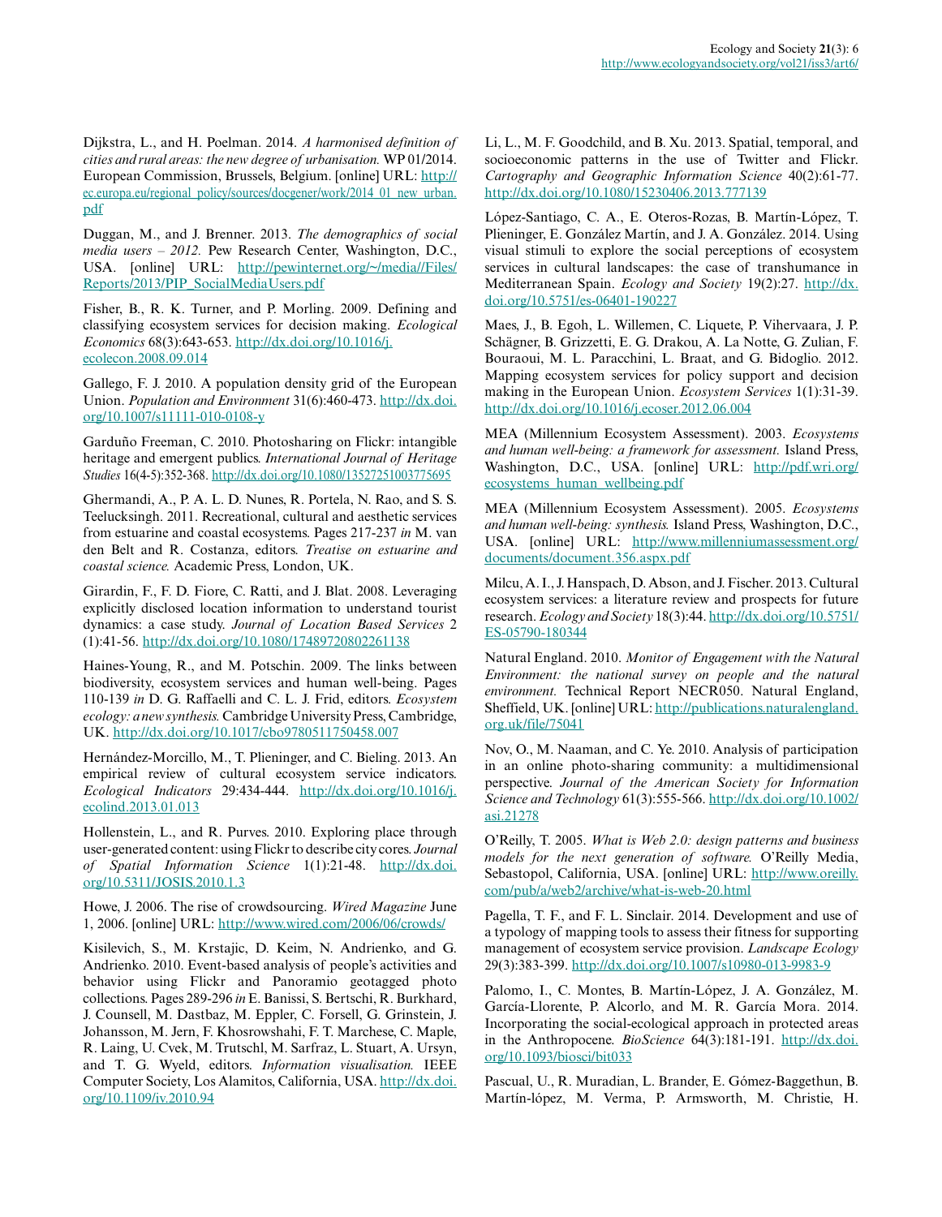Dijkstra, L., and H. Poelman. 2014. *A harmonised definition of cities and rural areas: the new degree of urbanisation.* WP 01/2014. European Commission, Brussels, Belgium. [online] URL: http://ec.europa.eu/regional_policy/sources/docgener/work/2014_01_new_urban.pdf

Duggan, M., and J. Brenner. 2013. *The demographics of social media users – 2012.* Pew Research Center, Washington, D.C., USA. [online] URL: http://pewinternet.org/~/media//Files/Reports/2013/PIP_SocialMediaUsers.pdf

Fisher, B., R. K. Turner, and P. Morling. 2009. Defining and classifying ecosystem services for decision making. *Ecological Economics* 68(3):643-653. http://dx.doi.org/10.1016/j.ecolecon.2008.09.014

Gallego, F. J. 2010. A population density grid of the European Union. *Population and Environment* 31(6):460-473. http://dx.doi.org/10.1007/s11111-010-0108-y

Garduño Freeman, C. 2010. Photosharing on Flickr: intangible heritage and emergent publics. *International Journal of Heritage Studies* 16(4-5):352-368. http://dx.doi.org/10.1080/13527251003775695

Ghermandi, A., P. A. L. D. Nunes, R. Portela, N. Rao, and S. S. Teelucksingh. 2011. Recreational, cultural and aesthetic services from estuarine and coastal ecosystems. Pages 217-237 *in* M. van den Belt and R. Costanza, editors. *Treatise on estuarine and coastal science.* Academic Press, London, UK.

Girardin, F., F. D. Fiore, C. Ratti, and J. Blat. 2008. Leveraging explicitly disclosed location information to understand tourist dynamics: a case study. *Journal of Location Based Services* 2 (1):41-56. http://dx.doi.org/10.1080/17489720802261138

Haines-Young, R., and M. Potschin. 2009. The links between biodiversity, ecosystem services and human well-being. Pages 110-139 *in* D. G. Raffaelli and C. L. J. Frid, editors. *Ecosystem ecology: a new synthesis.* Cambridge University Press, Cambridge, UK. http://dx.doi.org/10.1017/cbo9780511750458.007

Hernández-Morcillo, M., T. Plieninger, and C. Bieling. 2013. An empirical review of cultural ecosystem service indicators. *Ecological Indicators* 29:434-444. http://dx.doi.org/10.1016/j.ecolind.2013.01.013

Hollenstein, L., and R. Purves. 2010. Exploring place through user-generated content: using Flickr to describe city cores. *Journal of Spatial Information Science* 1(1):21-48. http://dx.doi.org/10.5311/JOSIS.2010.1.3

Howe, J. 2006. The rise of crowdsourcing. *Wired Magazine* June 1, 2006. [online] URL: http://www.wired.com/2006/06/crowds/

Kisilevich, S., M. Krstajic, D. Keim, N. Andrienko, and G. Andrienko. 2010. Event-based analysis of people's activities and behavior using Flickr and Panoramio geotagged photo collections. Pages 289-296 *in* E. Banissi, S. Bertschi, R. Burkhard, J. Counsell, M. Dastbaz, M. Eppler, C. Forsell, G. Grinstein, J. Johansson, M. Jern, F. Khosrowshahi, F. T. Marchese, C. Maple, R. Laing, U. Cvek, M. Trutschl, M. Sarfraz, L. Stuart, A. Ursyn, and T. G. Wyeld, editors. *Information visualisation.* IEEE Computer Society, Los Alamitos, California, USA. http://dx.doi.org/10.1109/iv.2010.94

Li, L., M. F. Goodchild, and B. Xu. 2013. Spatial, temporal, and socioeconomic patterns in the use of Twitter and Flickr. *Cartography and Geographic Information Science* 40(2):61-77. http://dx.doi.org/10.1080/15230406.2013.777139

López-Santiago, C. A., E. Oteros-Rozas, B. Martín-López, T. Plieninger, E. González Martín, and J. A. González. 2014. Using visual stimuli to explore the social perceptions of ecosystem services in cultural landscapes: the case of transhumance in Mediterranean Spain. *Ecology and Society* 19(2):27. http://dx.doi.org/10.5751/es-06401-190227

Maes, J., B. Egoh, L. Willemen, C. Liquete, P. Vihervaara, J. P. Schägner, B. Grizzetti, E. G. Drakou, A. La Notte, G. Zulian, F. Bouraoui, M. L. Paracchini, L. Braat, and G. Bidoglio. 2012. Mapping ecosystem services for policy support and decision making in the European Union. *Ecosystem Services* 1(1):31-39. http://dx.doi.org/10.1016/j.ecoser.2012.06.004

MEA (Millennium Ecosystem Assessment). 2003. *Ecosystems and human well-being: a framework for assessment.* Island Press, Washington, D.C., USA. [online] URL: http://pdf.wri.org/ecosystems_human_wellbeing.pdf

MEA (Millennium Ecosystem Assessment). 2005. *Ecosystems and human well-being: synthesis.* Island Press, Washington, D.C., USA. [online] URL: http://www.millenniumassessment.org/documents/document.356.aspx.pdf

Milcu, A. I., J. Hanspach, D. Abson, and J. Fischer. 2013. Cultural ecosystem services: a literature review and prospects for future research. *Ecology and Society* 18(3):44. http://dx.doi.org/10.5751/ES-05790-180344

Natural England. 2010. *Monitor of Engagement with the Natural Environment: the national survey on people and the natural environment.* Technical Report NECR050. Natural England, Sheffield, UK. [online] URL: http://publications.naturalengland.org.uk/file/75041

Nov, O., M. Naaman, and C. Ye. 2010. Analysis of participation in an online photo-sharing community: a multidimensional perspective. *Journal of the American Society for Information Science and Technology* 61(3):555-566. http://dx.doi.org/10.1002/asi.21278

O'Reilly, T. 2005. *What is Web 2.0: design patterns and business models for the next generation of software.* O'Reilly Media, Sebastopol, California, USA. [online] URL: http://www.oreilly.com/pub/a/web2/archive/what-is-web-20.html

Pagella, T. F., and F. L. Sinclair. 2014. Development and use of a typology of mapping tools to assess their fitness for supporting management of ecosystem service provision. *Landscape Ecology* 29(3):383-399. http://dx.doi.org/10.1007/s10980-013-9983-9

Palomo, I., C. Montes, B. Martín-López, J. A. González, M. García-Llorente, P. Alcorlo, and M. R. García Mora. 2014. Incorporating the social-ecological approach in protected areas in the Anthropocene. *BioScience* 64(3):181-191. http://dx.doi.org/10.1093/biosci/bit033

Pascual, U., R. Muradian, L. Brander, E. Gómez-Baggethun, B. Martín-lópez, M. Verma, P. Armsworth, M. Christie, H.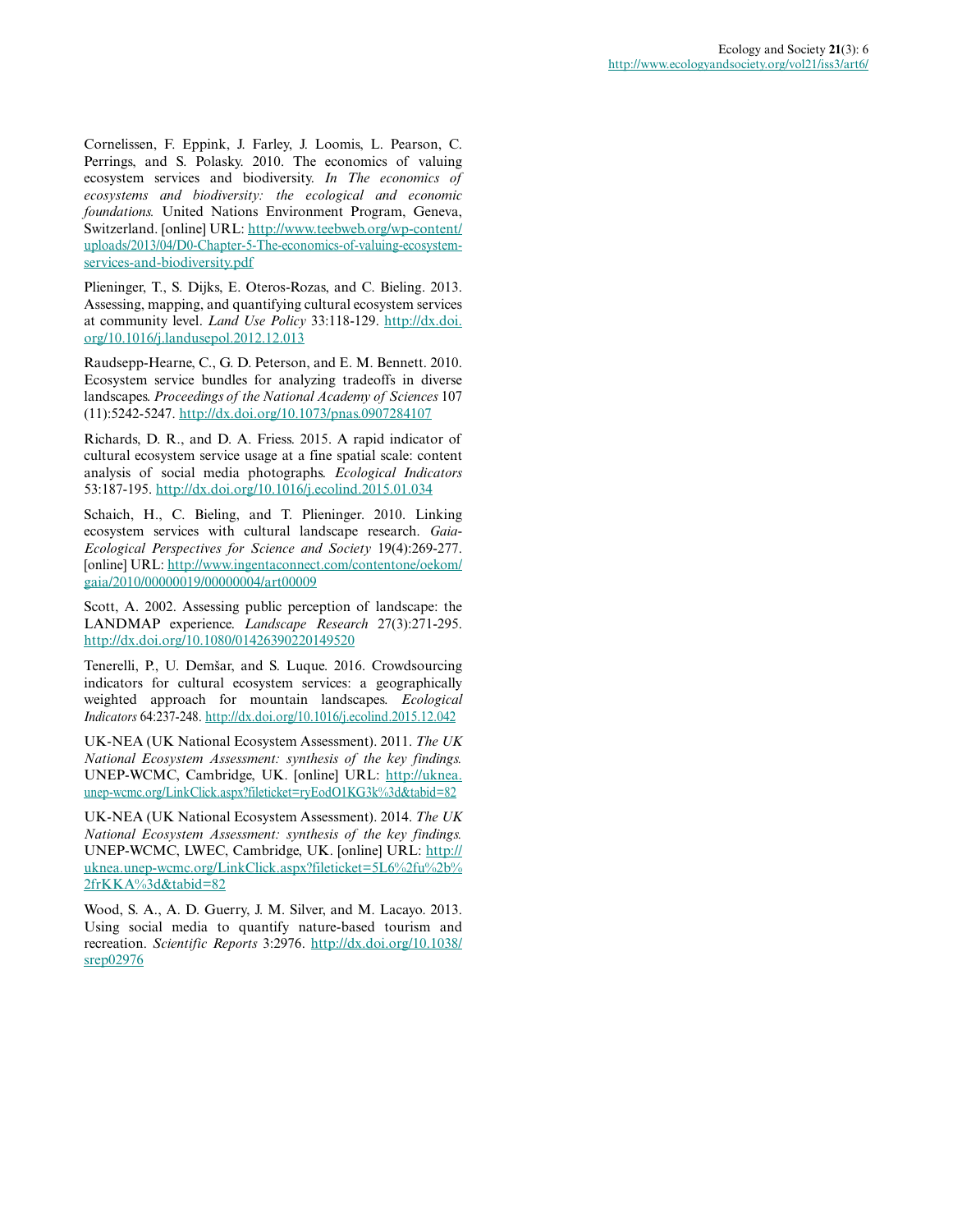Cornelissen, F. Eppink, J. Farley, J. Loomis, L. Pearson, C. Perrings, and S. Polasky. 2010. The economics of valuing ecosystem services and biodiversity. *In The economics of ecosystems and biodiversity: the ecological and economic foundations.* United Nations Environment Program, Geneva, Switzerland. [online] URL: http://www.teebweb.org/wp-content/uploads/2013/04/D0-Chapter-5-The-economics-of-valuing-ecosystem-services-and-biodiversity.pdf

Plieninger, T., S. Dijks, E. Oteros-Rozas, and C. Bieling. 2013. Assessing, mapping, and quantifying cultural ecosystem services at community level. *Land Use Policy* 33:118-129. http://dx.doi.org/10.1016/j.landusepol.2012.12.013

Raudsepp-Hearne, C., G. D. Peterson, and E. M. Bennett. 2010. Ecosystem service bundles for analyzing tradeoffs in diverse landscapes. *Proceedings of the National Academy of Sciences* 107 (11):5242-5247. http://dx.doi.org/10.1073/pnas.0907284107

Richards, D. R., and D. A. Friess. 2015. A rapid indicator of cultural ecosystem service usage at a fine spatial scale: content analysis of social media photographs. *Ecological Indicators* 53:187-195. http://dx.doi.org/10.1016/j.ecolind.2015.01.034

Schaich, H., C. Bieling, and T. Plieninger. 2010. Linking ecosystem services with cultural landscape research. *Gaia-Ecological Perspectives for Science and Society* 19(4):269-277. [online] URL: http://www.ingentaconnect.com/contentone/oekom/gaia/2010/00000019/00000004/art00009

Scott, A. 2002. Assessing public perception of landscape: the LANDMAP experience. *Landscape Research* 27(3):271-295. http://dx.doi.org/10.1080/01426390220149520

Tenerelli, P., U. Demšar, and S. Luque. 2016. Crowdsourcing indicators for cultural ecosystem services: a geographically weighted approach for mountain landscapes. *Ecological Indicators* 64:237-248. http://dx.doi.org/10.1016/j.ecolind.2015.12.042

UK-NEA (UK National Ecosystem Assessment). 2011. *The UK National Ecosystem Assessment: synthesis of the key findings.* UNEP-WCMC, Cambridge, UK. [online] URL: http://uknea.unep-wcmc.org/LinkClick.aspx?fileticket=ryEodO1KG3k%3d&tabid=82

UK-NEA (UK National Ecosystem Assessment). 2014. *The UK National Ecosystem Assessment: synthesis of the key findings.* UNEP-WCMC, LWEC, Cambridge, UK. [online] URL: http://uknea.unep-wcmc.org/LinkClick.aspx?fileticket=5L6%2fu%2b%2frKKA%3d&tabid=82

Wood, S. A., A. D. Guerry, J. M. Silver, and M. Lacayo. 2013. Using social media to quantify nature-based tourism and recreation. *Scientific Reports* 3:2976. http://dx.doi.org/10.1038/srep02976